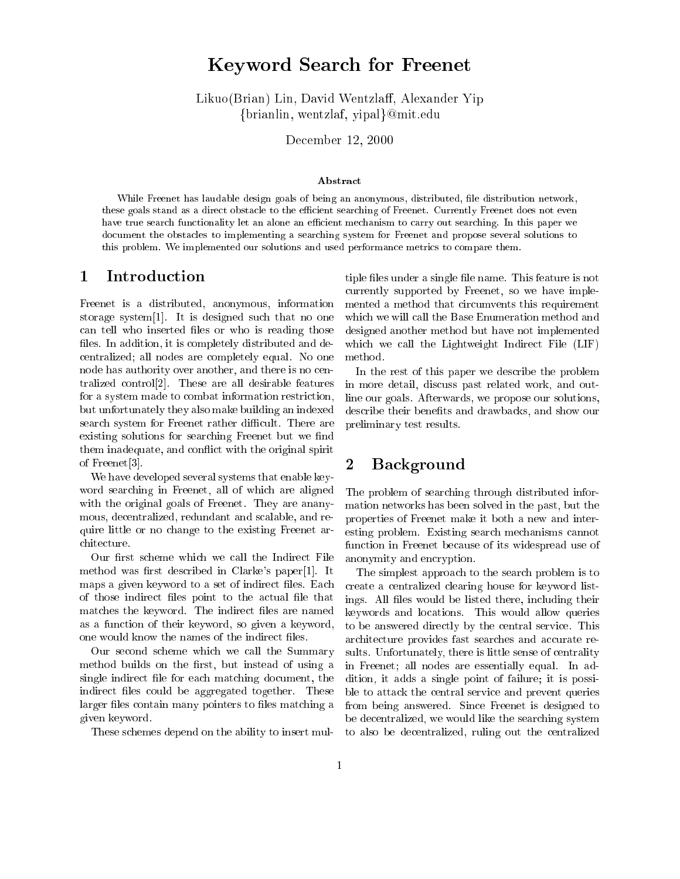# Keyword Search for Freenet

Likuo(Brian) Lin, David Wentzlaff, Alexander Yip
{brianlin, wentzlaf, yipal}@mit.edu

December 12, 2000

### Abstract

While Freenet has laudable design goals of being an anonymous, distributed, file distribution network, these goals stand as a direct obstacle to the efficient searching of Freenet. Currently Freenet does not even have true search functionality let an alone an efficient mechanism to carry out searching. In this paper we document the obstacles to implementing a searching system for Freenet and propose several solutions to this problem. We implemented our solutions and used performance metrics to compare them.

## 1 Introduction

Freenet is a distributed, anonymous, information storage system[1]. It is designed such that no one can tell who inserted files or who is reading those files. In addition, it is completely distributed and decentralized; all nodes are completely equal. No one node has authority over another, and there is no centralized control[2]. These are all desirable features for a system made to combat information restriction, but unfortunately they also make building an indexed search system for Freenet rather difficult. There are existing solutions for searching Freenet but we find them inadequate, and conflict with the original spirit of Freenet[3].

We have developed several systems that enable keyword searching in Freenet, all of which are aligned with the original goals of Freenet. They are ananymous, decentralized, redundant and scalable, and require little or no change to the existing Freenet architecture.

Our first scheme which we call the Indirect File method was first described in Clarke's paper[1]. It maps a given keyword to a set of indirect files. Each of those indirect files point to the actual file that matches the keyword. The indirect files are named as a function of their keyword, so given a keyword, one would know the names of the indirect files.

Our second scheme which we call the Summary method builds on the first, but instead of using a single indirect file for each matching document, the indirect files could be aggregated together. These larger files contain many pointers to files matching a given keyword.

These schemes depend on the ability to insert multiple files under a single file name. This feature is not currently supported by Freenet, so we have implemented a method that circumvents this requirement which we will call the Base Enumeration method and designed another method but have not implemented which we call the Lightweight Indirect File (LIF) method.

In the rest of this paper we describe the problem in more detail, discuss past related work, and outline our goals. Afterwards, we propose our solutions, describe their benefits and drawbacks, and show our preliminary test results.

## 2 Background

The problem of searching through distributed information networks has been solved in the past, but the properties of Freenet make it both a new and interesting problem. Existing search mechanisms cannot function in Freenet because of its widespread use of anonymity and encryption.

The simplest approach to the search problem is to create a centralized clearing house for keyword listings. All files would be listed there, including their keywords and locations. This would allow queries to be answered directly by the central service. This architecture provides fast searches and accurate results. Unfortunately, there is little sense of centrality in Freenet; all nodes are essentially equal. In addition, it adds a single point of failure; it is possible to attack the central service and prevent queries from being answered. Since Freenet is designed to be decentralized, we would like the searching system to also be decentralized, ruling out the centralized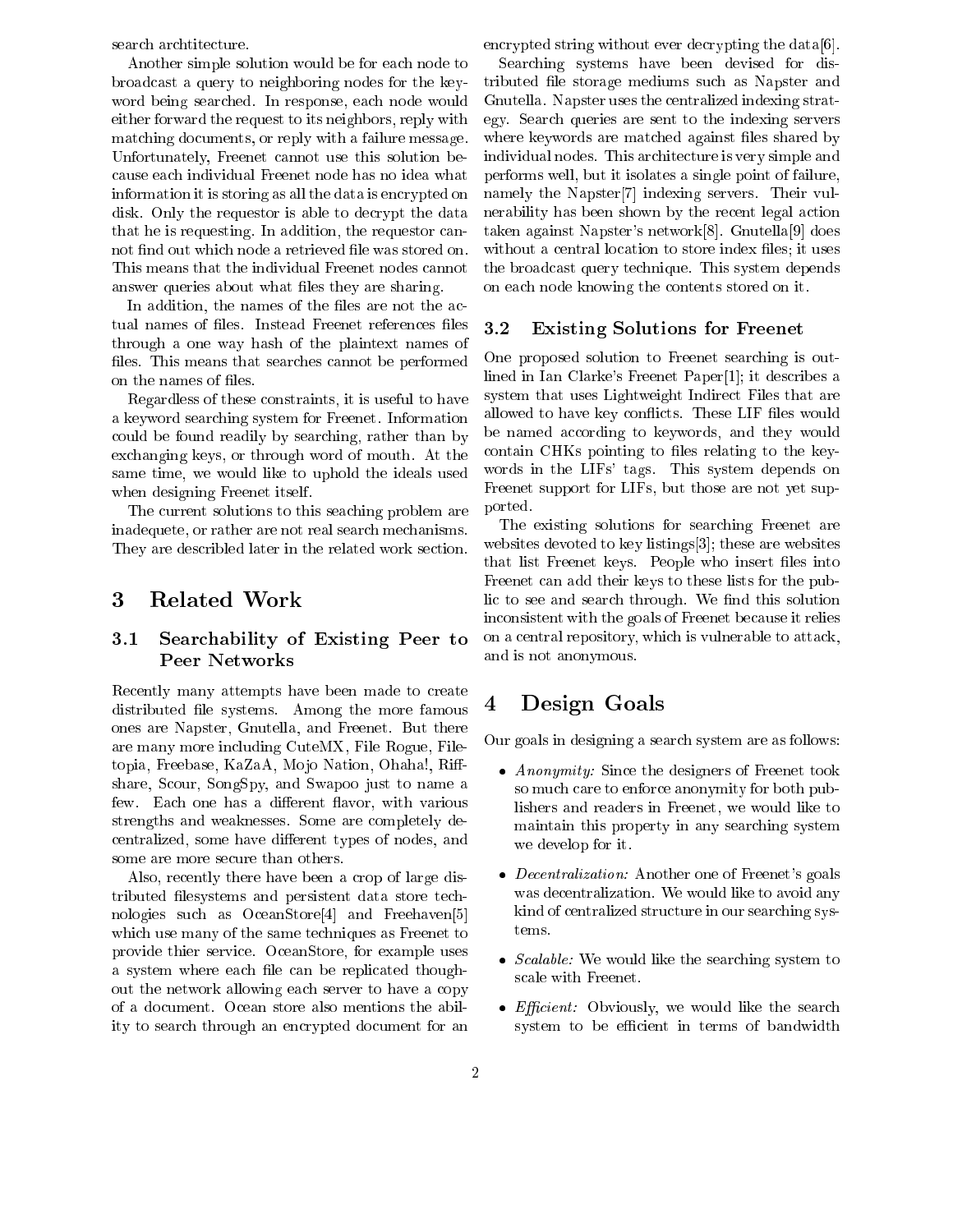search archtitecture.

Another simple solution would be for each node to broadcast a query to neighboring nodes for the keyword being searched. In response, each node would either forward the request to its neighbors, reply with matching documents, or reply with a failure message. Unfortunately, Freenet cannot use this solution because each individual Freenet node has no idea what information it is storing as all the data is encrypted on disk. Only the requestor is able to decrypt the data that he is requesting. In addition, the requestor cannot find out which node a retrieved file was stored on. This means that the individual Freenet nodes cannot answer queries about what files they are sharing.

In addition, the names of the files are not the actual names of files. Instead Freenet references files through a one way hash of the plaintext names of files. This means that searches cannot be performed on the names of files.

Regardless of these constraints, it is useful to have a keyword searching system for Freenet. Information could be found readily by searching, rather than by exchanging keys, or through word of mouth. At the same time, we would like to uphold the ideals used when designing Freenet itself.

The current solutions to this seaching problem are inadequete, or rather are not real search mechanisms. They are describled later in the related work section.

# 3 Related Work

## 3.1 Searchability of Existing Peer to Peer Networks

Recently many attempts have been made to create distributed file systems. Among the more famous ones are Napster, Gnutella, and Freenet. But there are many more including CuteMX, File Rogue, Filetopia, Freebase, KaZaA, Mojo Nation, Ohaha!, Riffshare, Scour, SongSpy, and Swapoo just to name a few. Each one has a different flavor, with various strengths and weaknesses. Some are completely decentralized, some have different types of nodes, and some are more secure than others.

Also, recently there have been a crop of large distributed filesystems and persistent data store technologies such as OceanStore[4] and Freehaven[5] which use many of the same techniques as Freenet to provide thier service. OceanStore, for example uses a system where each file can be replicated thoughout the network allowing each server to have a copy of a document. Ocean store also mentions the ability to search through an encrypted document for an encrypted string without ever decrypting the data[6].

Searching systems have been devised for distributed file storage mediums such as Napster and Gnutella. Napster uses the centralized indexing strategy. Search queries are sent to the indexing servers where keywords are matched against files shared by individual nodes. This architecture is very simple and performs well, but it isolates a single point of failure, namely the Napster[7] indexing servers. Their vulnerability has been shown by the recent legal action taken against Napster's network[8]. Gnutella[9] does without a central location to store index files; it uses the broadcast query technique. This system depends on each node knowing the contents stored on it.

## 3.2 Existing Solutions for Freenet

One proposed solution to Freenet searching is outlined in Ian Clarke's Freenet Paper[1]; it describes a system that uses Lightweight Indirect Files that are allowed to have key conflicts. These LIF files would be named according to keywords, and they would contain CHKs pointing to files relating to the keywords in the LIFs' tags. This system depends on Freenet support for LIFs, but those are not yet supported.

The existing solutions for searching Freenet are websites devoted to key listings[3]; these are websites that list Freenet keys. People who insert files into Freenet can add their keys to these lists for the public to see and search through. We find this solution inconsistent with the goals of Freenet because it relies on a central repository, which is vulnerable to attack, and is not anonymous.

# 4 Design Goals

Our goals in designing a search system are as follows:

- *Anonymity:* Since the designers of Freenet took so much care to enforce anonymity for both publishers and readers in Freenet, we would like to maintain this property in any searching system we develop for it.
- *Decentralization:* Another one of Freenet's goals was decentralization. We would like to avoid any kind of centralized structure in our searching systems.
- *Scalable:* We would like the searching system to scale with Freenet.
- *Efficient:* Obviously, we would like the search system to be efficient in terms of bandwidth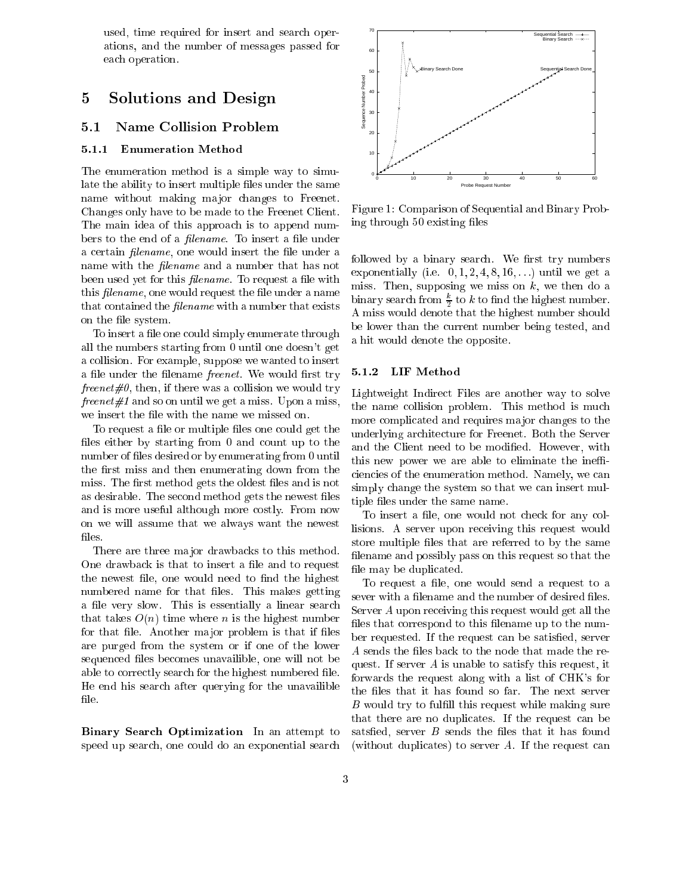used, time required for insert and search operations, and the number of messages passed for each operation.

# 5 Solutions and Design

## 5.1 Name Collision Problem

### 5.1.1 Enumeration Method

The enumeration method is a simple way to simulate the ability to insert multiple files under the same name without making major changes to Freenet. Changes only have to be made to the Freenet Client. The main idea of this approach is to append numbers to the end of a *filename*. To insert a file under a certain *filename*, one would insert the file under a name with the *filename* and a number that has not been used yet for this *filename*. To request a file with this *filename*, one would request the file under a name that contained the *filename* with a number that exists on the file system.

To insert a file one could simply enumerate through all the numbers starting from 0 until one doesn't get a collision. For example, suppose we wanted to insert a file under the filename *freenet*. We would first try *freenet#0*, then, if there was a collision we would try *freenet#1* and so on until we get a miss. Upon a miss, we insert the file with the name we missed on.

To request a file or multiple files one could get the files either by starting from 0 and count up to the number of files desired or by enumerating from 0 until the first miss and then enumerating down from the miss. The first method gets the oldest files and is not as desirable. The second method gets the newest files and is more useful although more costly. From now on we will assume that we always want the newest files.

There are three major drawbacks to this method. One drawback is that to insert a file and to request the newest file, one would need to find the highest numbered name for that files. This makes getting a file very slow. This is essentially a linear search that takes $O(n)$ time where $n$ is the highest number for that file. Another major problem is that if files are purged from the system or if one of the lower sequenced files becomes unavailible, one will not be able to correctly search for the highest numbered file. He end his search after querying for the unavailible file.

**Binary Search Optimization** In an attempt to speed up search, one could do an exponential search followed by a binary search. We first try numbers exponentially (i.e. $0, 1, 2, 4, 8, 16, \ldots$) until we get a miss. Then, supposing we miss on $k$, we then do a binary search from $\frac{k}{2}$ to $k$ to find the highest number. A miss would denote that the highest number should be lower than the current number being tested, and a hit would denote the opposite.

Figure 1: Comparison of Sequential and Binary Probing through 50 existing files

### 5.1.2 LIF Method

Lightweight Indirect Files are another way to solve the name collision problem. This method is much more complicated and requires major changes to the underlying architecture for Freenet. Both the Server and the Client need to be modified. However, with this new power we are able to eliminate the inefficiencies of the enumeration method. Namely, we can simply change the system so that we can insert multiple files under the same name.

To insert a file, one would not check for any collisions. A server upon receiving this request would store multiple files that are referred to by the same filename and possibly pass on this request so that the file may be duplicated.

To request a file, one would send a request to a sever with a filename and the number of desired files. Server $A$ upon receiving this request would get all the files that correspond to this filename up to the number requested. If the request can be satisfied, server $A$ sends the files back to the node that made the request. If server $A$ is unable to satisfy this request, it forwards the request along with a list of CHK's for the files that it has found so far. The next server $B$ would try to fulfill this request while making sure that there are no duplicates. If the request can be satsfied, server $B$ sends the files that it has found (without duplicates) to server $A$. If the request can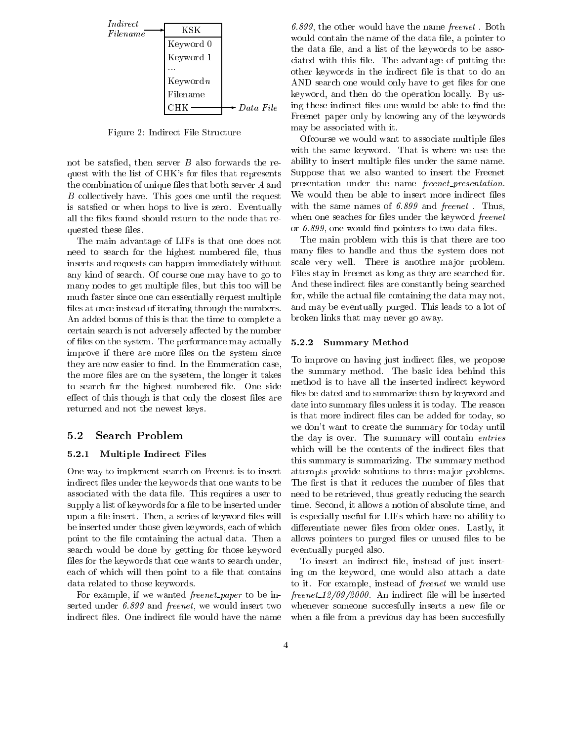| *Indirect Filename* → |
|---|
| KSK |
| Keyword 0 |
| Keyword 1 |
| ... |
| Keyword *n* |
| Filename |
| CHK → *Data File* |

Figure 2: Indirect File Structure

not be satsfied, then server *B* also forwards the request with the list of CHK's for files that represents the combination of unique files that both server *A* and *B* collectively have. This goes one until the request is satsfied or when hops to live is zero. Eventually all the files found should return to the node that requested these files.

The main advantage of LIFs is that one does not need to search for the highest numbered file, thus inserts and requests can happen immediately without any kind of search. Of course one may have to go to many nodes to get multiple files, but this too will be much faster since one can essentially request multiple files at once instead of iterating through the numbers. An added bonus of this is that the time to complete a certain search is not adversely affected by the number of files on the system. The performance may actually improve if there are more files on the system since they are now easier to find. In the Enumeration case, the more files are on the sysetem, the longer it takes to search for the highest numbered file. One side effect of this though is that only the closest files are returned and not the newest keys.

## 5.2 Search Problem

### 5.2.1 Multiple Indirect Files

One way to implement search on Freenet is to insert indirect files under the keywords that one wants to be associated with the data file. This requires a user to supply a list of keywords for a file to be inserted under upon a file insert. Then, a series of keyword files will be inserted under those given keywords, each of which point to the file containing the actual data. Then a search would be done by getting for those keyword files for the keywords that one wants to search under, each of which will then point to a file that contains data related to those keywords.

For example, if we wanted *freenet_paper* to be inserted under *6.899* and *freenet*, we would insert two indirect files. One indirect file would have the name *6.899*, the other would have the name *freenet* . Both would contain the name of the data file, a pointer to the data file, and a list of the keywords to be associated with this file. The advantage of putting the other keywords in the indirect file is that to do an AND search one would only have to get files for one keyword, and then do the operation locally. By using these indirect files one would be able to find the Freenet paper only by knowing any of the keywords may be associated with it.

Ofcourse we would want to associate multiple files with the same keyword. That is where we use the ability to insert multiple files under the same name. Suppose that we also wanted to insert the Freenet presentation under the name *freenet_presentation*. We would then be able to insert more indirect files with the same names of *6.899* and *freenet* . Thus, when one seaches for files under the keyword *freenet* or *6.899*, one would find pointers to two data files.

The main problem with this is that there are too many files to handle and thus the system does not scale very well. There is anothre major problem. Files stay in Freenet as long as they are searched for. And these indirect files are constantly being searched for, while the actual file containing the data may not, and may be eventually purged. This leads to a lot of broken links that may never go away.

### 5.2.2 Summary Method

To improve on having just indirect files, we propose the summary method. The basic idea behind this method is to have all the inserted indirect keyword files be dated and to summarize them by keyword and date into summary files unless it is today. The reason is that more indirect files can be added for today, so we don't want to create the summary for today until the day is over. The summary will contain *entries* which will be the contents of the indirect files that this summary is summarizing. The summary method attempts provide solutions to three major problems. The first is that it reduces the number of files that need to be retrieved, thus greatly reducing the search time. Second, it allows a notion of absolute time, and is especially useful for LIFs which have no ability to differentiate newer files from older ones. Lastly, it allows pointers to purged files or unused files to be eventually purged also.

To insert an indirect file, instead of just inserting on the keyword, one would also attach a date to it. For example, instead of *freenet* we would use *freenet_12/09/2000*. An indirect file will be inserted whenever someone succesfully inserts a new file or when a file from a previous day has been succesfully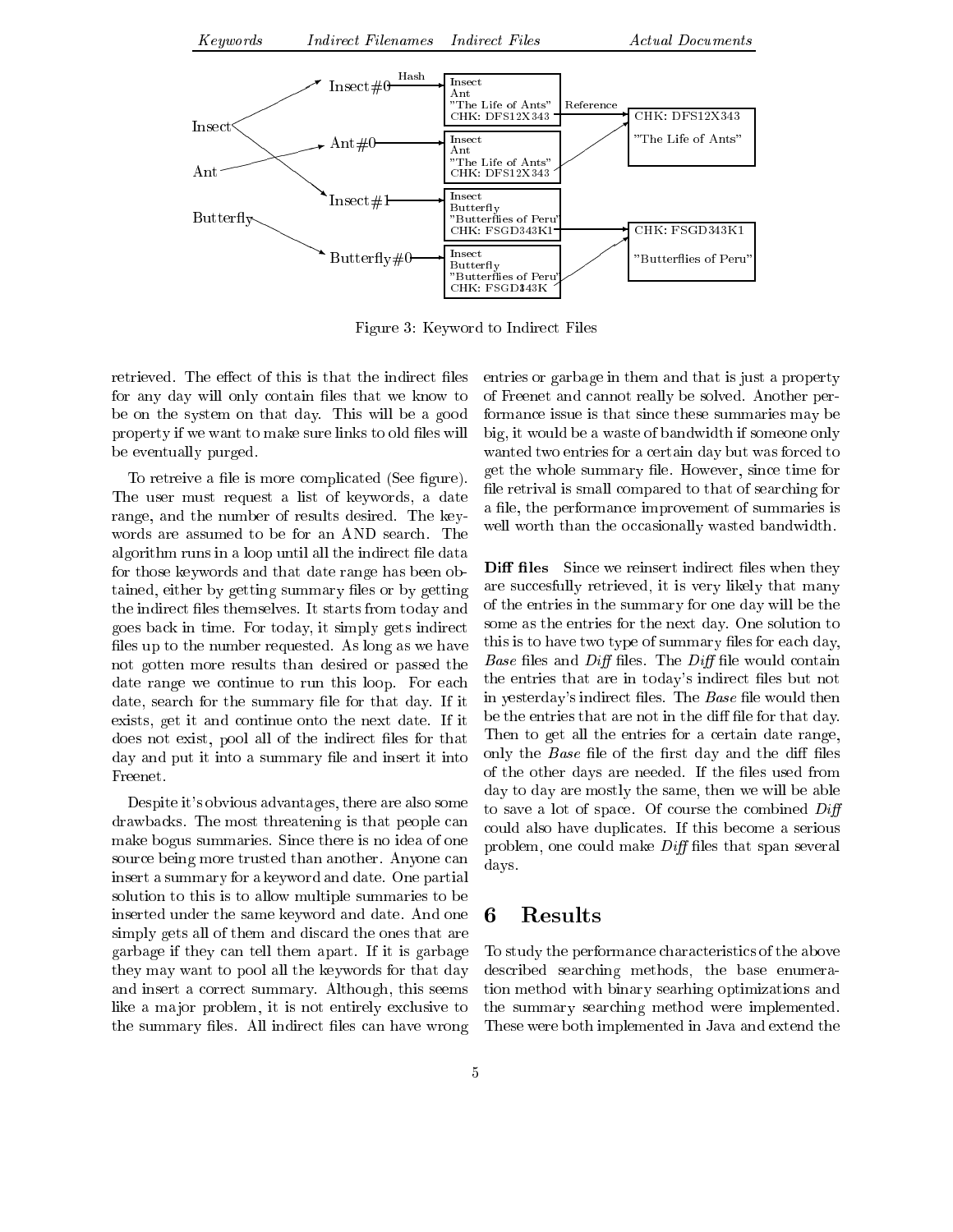Figure 3: Keyword to Indirect Files

retrieved. The effect of this is that the indirect files for any day will only contain files that we know to be on the system on that day. This will be a good property if we want to make sure links to old files will be eventually purged.

To retreive a file is more complicated (See figure). The user must request a list of keywords, a date range, and the number of results desired. The keywords are assumed to be for an AND search. The algorithm runs in a loop until all the indirect file data for those keywords and that date range has been obtained, either by getting summary files or by getting the indirect files themselves. It starts from today and goes back in time. For today, it simply gets indirect files up to the number requested. As long as we have not gotten more results than desired or passed the date range we continue to run this loop. For each date, search for the summary file for that day. If it exists, get it and continue onto the next date. If it does not exist, pool all of the indirect files for that day and put it into a summary file and insert it into Freenet.

Despite it's obvious advantages, there are also some drawbacks. The most threatening is that people can make bogus summaries. Since there is no idea of one source being more trusted than another. Anyone can insert a summary for a keyword and date. One partial solution to this is to allow multiple summaries to be inserted under the same keyword and date. And one simply gets all of them and discard the ones that are garbage if they can tell them apart. If it is garbage they may want to pool all the keywords for that day and insert a correct summary. Although, this seems like a major problem, it is not entirely exclusive to the summary files. All indirect files can have wrong entries or garbage in them and that is just a property of Freenet and cannot really be solved. Another performance issue is that since these summaries may be big, it would be a waste of bandwidth if someone only wanted two entries for a certain day but was forced to get the whole summary file. However, since time for file retrival is small compared to that of searching for a file, the performance improvement of summaries is well worth than the occasionally wasted bandwidth.

**Diff files** Since we reinsert indirect files when they are succesfully retrieved, it is very likely that many of the entries in the summary for one day will be the some as the entries for the next day. One solution to this is to have two type of summary files for each day, *Base* files and *Diff* files. The *Diff* file would contain the entries that are in today's indirect files but not in yesterday's indirect files. The *Base* file would then be the entries that are not in the diff file for that day. Then to get all the entries for a certain date range, only the *Base* file of the first day and the diff files of the other days are needed. If the files used from day to day are mostly the same, then we will be able to save a lot of space. Of course the combined *Diff* could also have duplicates. If this become a serious problem, one could make *Diff* files that span several days.

# 6 Results

To study the performance characteristics of the above described searching methods, the base enumeration method with binary searhing optimizations and the summary searching method were implemented. These were both implemented in Java and extend the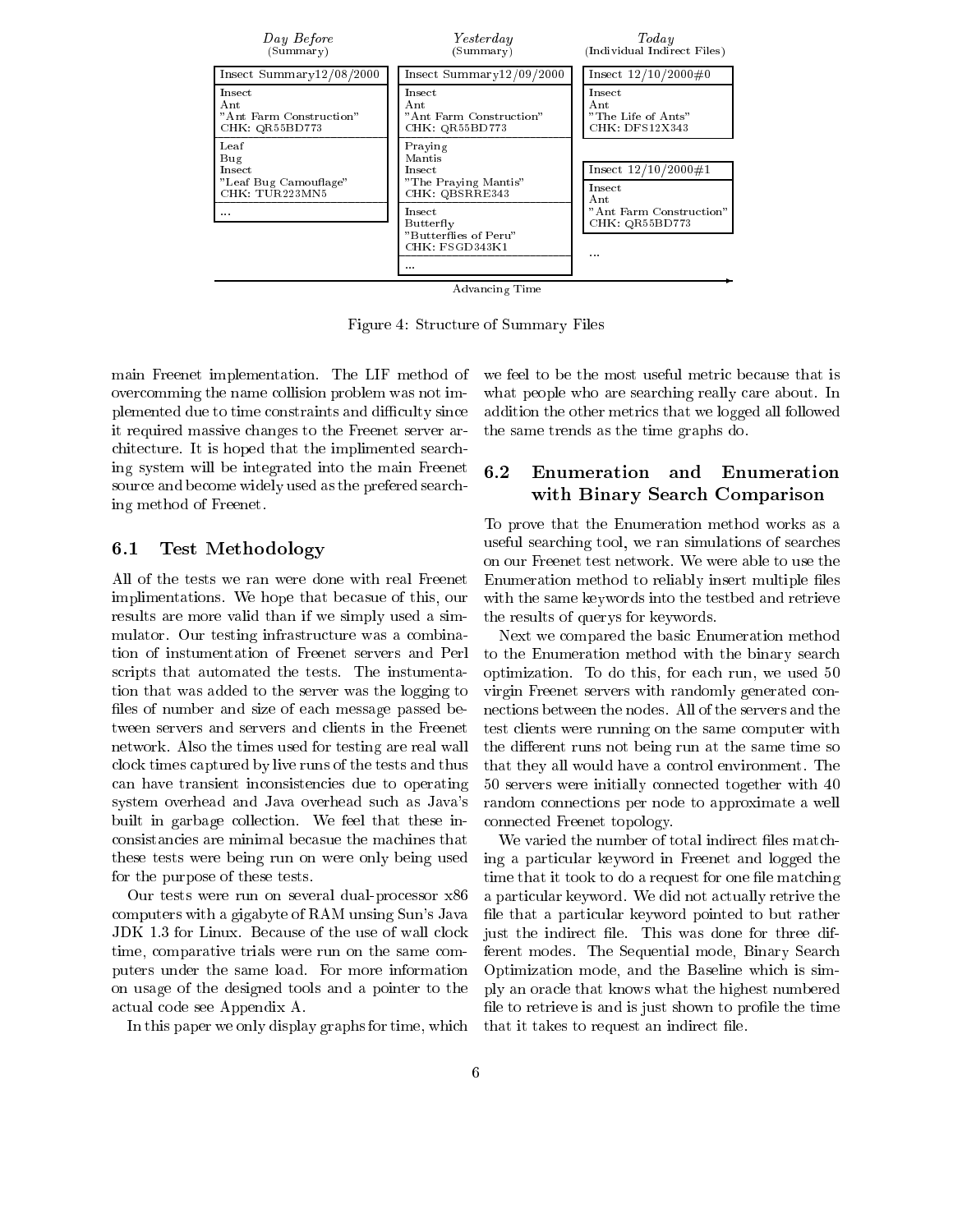| Day Before (Summary) | Yesterday (Summary) | Today (Individual Indirect Files) |
|---|---|---|
| Insect Summary12/08/2000 | Insect Summary12/09/2000 | Insect 12/10/2000#0 |
| Insect Ant "Ant Farm Construction" CHK: QR55BD773 | Insect Ant "Ant Farm Construction" CHK: QR55BD773 | Insect Ant "The Life of Ants" CHK: DFS12X343 |
| Leaf Bug Insect "Leaf Bug Camouflage" CHK: TUR223MN5 | Praying Mantis Insect "The Praying Mantis" CHK: QBSRRE343 | Insect 12/10/2000#1 |
| ... | Insect Butterfly "Butterflies of Peru" CHK: FSGD343K1 | Insect Ant "Ant Farm Construction" CHK: QR55BD773 |
| | ... | ... |

Advancing Time

Figure 4: Structure of Summary Files

main Freenet implementation. The LIF method of overcomming the name collision problem was not implemented due to time constraints and difficulty since it required massive changes to the Freenet server architecture. It is hoped that the implimented searching system will be integrated into the main Freenet source and become widely used as the prefered searching method of Freenet.

### 6.1 Test Methodology

All of the tests we ran were done with real Freenet implimentations. We hope that becasue of this, our results are more valid than if we simply used a simmulator. Our testing infrastructure was a combination of instumentation of Freenet servers and Perl scripts that automated the tests. The instumentation that was added to the server was the logging to files of number and size of each message passed between servers and servers and clients in the Freenet network. Also the times used for testing are real wall clock times captured by live runs of the tests and thus can have transient inconsistencies due to operating system overhead and Java overhead such as Java's built in garbage collection. We feel that these inconsistancies are minimal becasue the machines that these tests were being run on were only being used for the purpose of these tests.

Our tests were run on several dual-processor x86 computers with a gigabyte of RAM unsing Sun's Java JDK 1.3 for Linux. Because of the use of wall clock time, comparative trials were run on the same computers under the same load. For more information on usage of the designed tools and a pointer to the actual code see Appendix A.

In this paper we only display graphs for time, which we feel to be the most useful metric because that is what people who are searching really care about. In addition the other metrics that we logged all followed the same trends as the time graphs do.

### 6.2 Enumeration and Enumeration with Binary Search Comparison

To prove that the Enumeration method works as a useful searching tool, we ran simulations of searches on our Freenet test network. We were able to use the Enumeration method to reliably insert multiple files with the same keywords into the testbed and retrieve the results of querys for keywords.

Next we compared the basic Enumeration method to the Enumeration method with the binary search optimization. To do this, for each run, we used 50 virgin Freenet servers with randomly generated connections between the nodes. All of the servers and the test clients were running on the same computer with the different runs not being run at the same time so that they all would have a control environment. The 50 servers were initially connected together with 40 random connections per node to approximate a well connected Freenet topology.

We varied the number of total indirect files matching a particular keyword in Freenet and logged the time that it took to do a request for one file matching a particular keyword. We did not actually retrive the file that a particular keyword pointed to but rather just the indirect file. This was done for three different modes. The Sequential mode, Binary Search Optimization mode, and the Baseline which is simply an oracle that knows what the highest numbered file to retrieve is and is just shown to profile the time that it takes to request an indirect file.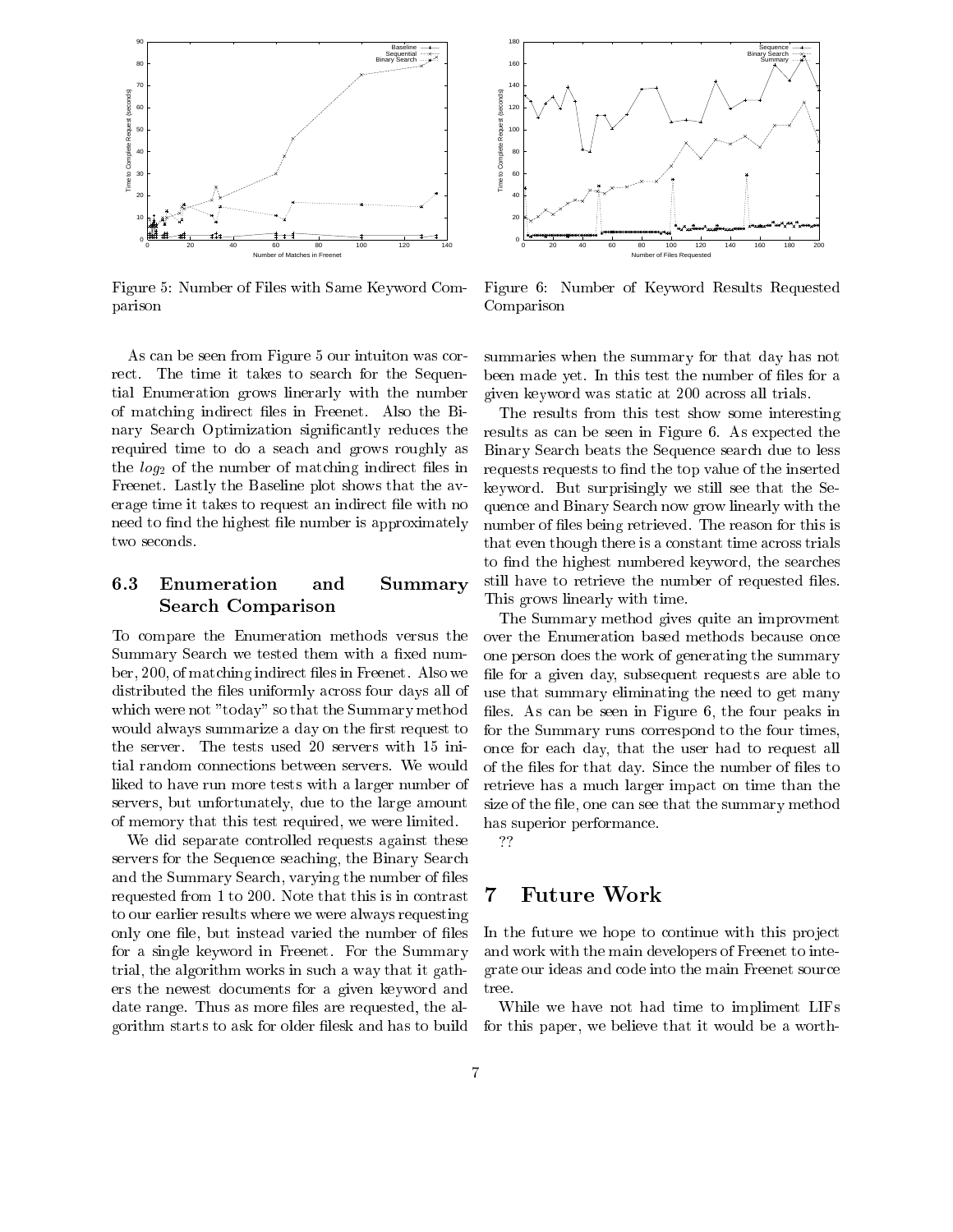Figure 5: Number of Files with Same Keyword Comparison

Figure 6: Number of Keyword Results Requested Comparison

As can be seen from Figure 5 our intuiton was correct. The time it takes to search for the Sequential Enumeration grows linerarly with the number of matching indirect files in Freenet. Also the Binary Search Optimization significantly reduces the required time to do a seach and grows roughly as the $log_2$ of the number of matching indirect files in Freenet. Lastly the Baseline plot shows that the average time it takes to request an indirect file with no need to find the highest file number is approximately two seconds.

### 6.3 Enumeration and Summary Search Comparison

To compare the Enumeration methods versus the Summary Search we tested them with a fixed number, 200, of matching indirect files in Freenet. Also we distributed the files uniformly across four days all of which were not "today" so that the Summary method would always summarize a day on the first request to the server. The tests used 20 servers with 15 initial random connections between servers. We would liked to have run more tests with a larger number of servers, but unfortunately, due to the large amount of memory that this test required, we were limited.

We did separate controlled requests against these servers for the Sequence seaching, the Binary Search and the Summary Search, varying the number of files requested from 1 to 200. Note that this is in contrast to our earlier results where we were always requesting only one file, but instead varied the number of files for a single keyword in Freenet. For the Summary trial, the algorithm works in such a way that it gathers the newest documents for a given keyword and date range. Thus as more files are requested, the algorithm starts to ask for older filesk and has to build summaries when the summary for that day has not been made yet. In this test the number of files for a given keyword was static at 200 across all trials.

The results from this test show some interesting results as can be seen in Figure 6. As expected the Binary Search beats the Sequence search due to less requests requests to find the top value of the inserted keyword. But surprisingly we still see that the Sequence and Binary Search now grow linearly with the number of files being retrieved. The reason for this is that even though there is a constant time across trials to find the highest numbered keyword, the searches still have to retrieve the number of requested files. This grows linearly with time.

The Summary method gives quite an improvment over the Enumeration based methods because once one person does the work of generating the summary file for a given day, subsequent requests are able to use that summary eliminating the need to get many files. As can be seen in Figure 6, the four peaks in for the Summary runs correspond to the four times, once for each day, that the user had to request all of the files for that day. Since the number of files to retrieve has a much larger impact on time than the size of the file, one can see that the summary method has superior performance.

??

## 7 Future Work

In the future we hope to continue with this project and work with the main developers of Freenet to integrate our ideas and code into the main Freenet source tree.

While we have not had time to impliment LIFs for this paper, we believe that it would be a worth-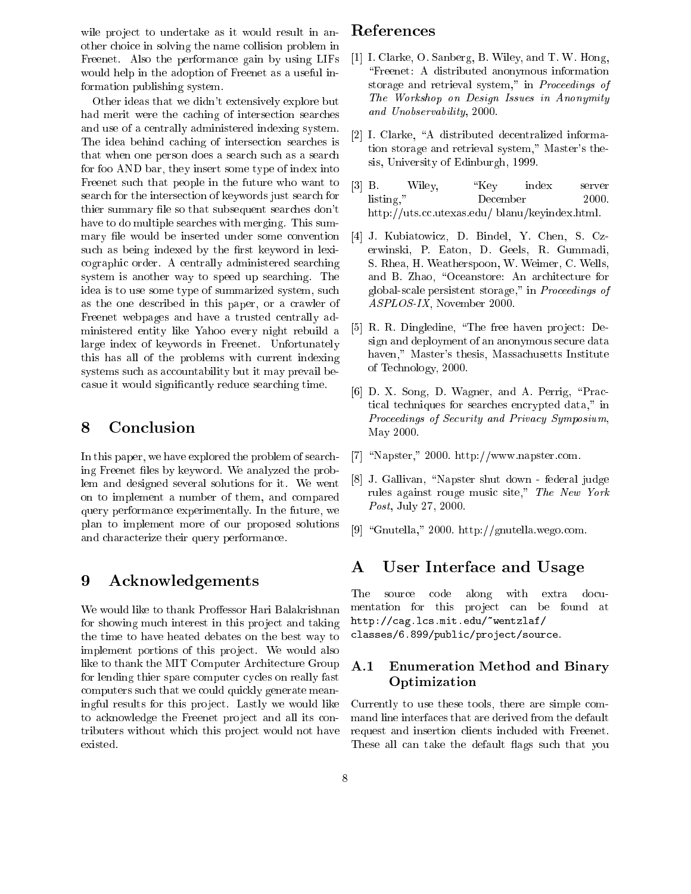wile project to undertake as it would result in another choice in solving the name collision problem in Freenet. Also the performance gain by using LIFs would help in the adoption of Freenet as a useful information publishing system.

Other ideas that we didn't extensively explore but had merit were the caching of intersection searches and use of a centrally administered indexing system. The idea behind caching of intersection searches is that when one person does a search such as a search for foo AND bar, they insert some type of index into Freenet such that people in the future who want to search for the intersection of keywords just search for thier summary file so that subsequent searches don't have to do multiple searches with merging. This summary file would be inserted under some convention such as being indexed by the first keyword in lexicographic order. A centrally administered searching system is another way to speed up searching. The idea is to use some type of summarized system, such as the one described in this paper, or a crawler of Freenet webpages and have a trusted centrally administered entity like Yahoo every night rebuild a large index of keywords in Freenet. Unfortunately this has all of the problems with current indexing systems such as accountability but it may prevail becasue it would significantly reduce searching time.

## 8 Conclusion

In this paper, we have explored the problem of searching Freenet files by keyword. We analyzed the problem and designed several solutions for it. We went on to implement a number of them, and compared query performance experimentally. In the future, we plan to implement more of our proposed solutions and characterize their query performance.

## 9 Acknowledgements

We would like to thank Proffessor Hari Balakrishnan for showing much interest in this project and taking the time to have heated debates on the best way to implement portions of this project. We would also like to thank the MIT Computer Architecture Group for lending thier spare computer cycles on really fast computers such that we could quickly generate meaningful results for this project. Lastly we would like to acknowledge the Freenet project and all its contributers without which this project would not have existed.

## References

[1] I. Clarke, O. Sanberg, B. Wiley, and T. W. Hong, "Freenet: A distributed anonymous information storage and retrieval system," in *Proceedings of The Workshop on Design Issues in Anonymity and Unobservability*, 2000.

[2] I. Clarke, "A distributed decentralized information storage and retrieval system," Master's thesis, University of Edinburgh, 1999.

[3] B. Wiley, "Key index server listing," December 2000. http://uts.cc.utexas.edu/ blanu/keyindex.html.

[4] J. Kubiatowicz, D. Bindel, Y. Chen, S. Czerwinski, P. Eaton, D. Geels, R. Gummadi, S. Rhea, H. Weatherspoon, W. Weimer, C. Wells, and B. Zhao, "Oceanstore: An architecture for global-scale persistent storage," in *Proceedings of ASPLOS-IX*, November 2000.

[5] R. R. Dingledine, "The free haven project: Design and deployment of an anonymous secure data haven," Master's thesis, Massachusetts Institute of Technology, 2000.

[6] D. X. Song, D. Wagner, and A. Perrig, "Practical techniques for searches encrypted data," in *Proceedings of Security and Privacy Symposium*, May 2000.

[7] "Napster," 2000. http://www.napster.com.

[8] J. Gallivan, "Napster shut down - federal judge rules against rouge music site," *The New York Post*, July 27, 2000.

[9] "Gnutella," 2000. http://gnutella.wego.com.

## A User Interface and Usage

The source code along with extra documentation for this project can be found at `http://cag.lcs.mit.edu/~wentzlaf/classes/6.899/public/project/source`.

### A.1 Enumeration Method and Binary Optimization

Currently to use these tools, there are simple command line interfaces that are derived from the default request and insertion clients included with Freenet. These all can take the default flags such that you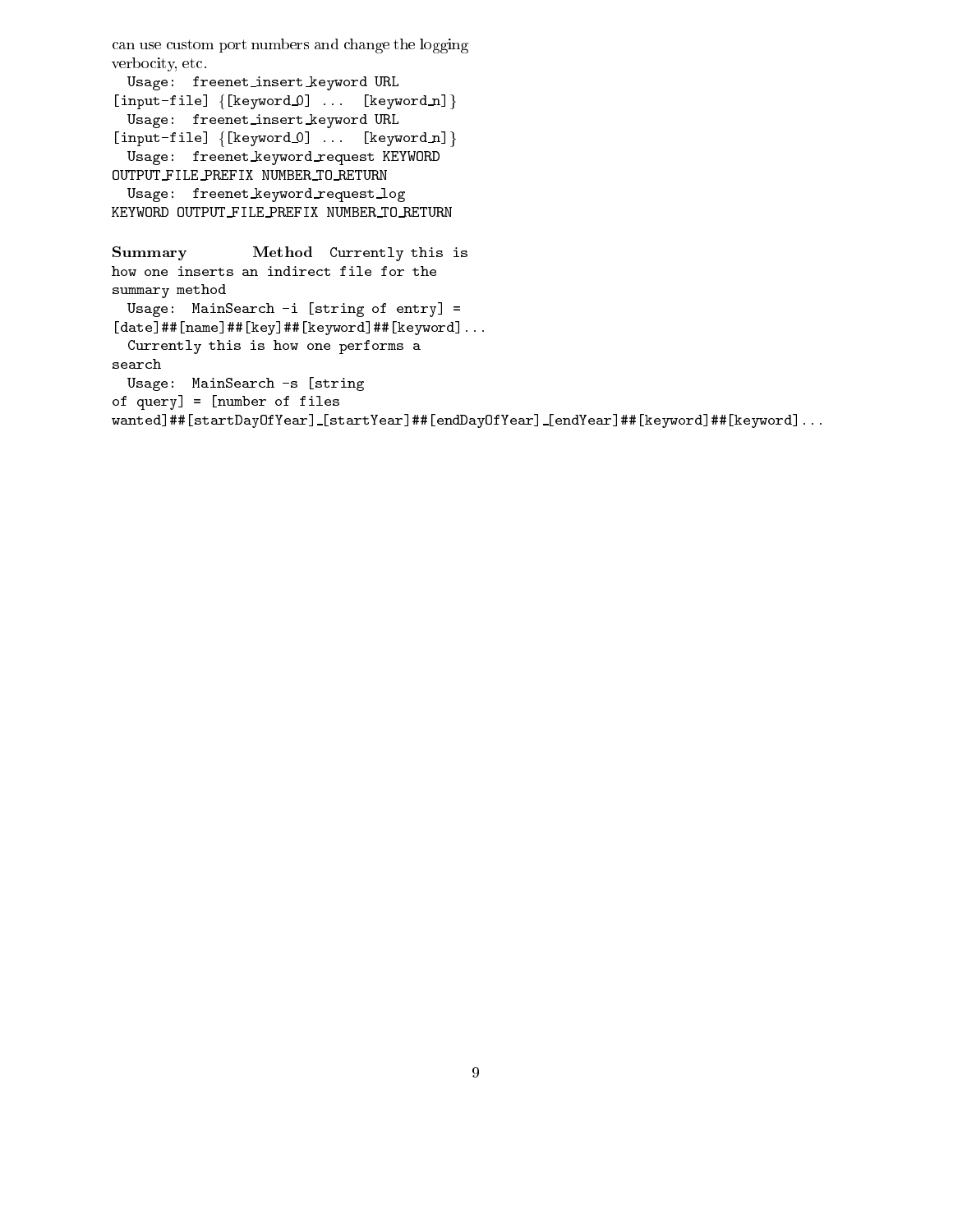can use custom port numbers and change the logging verbocity, etc.

Usage: `freenet_insert_keyword URL [input-file] {[keyword_0] ... [keyword_n]}`

Usage: `freenet_insert_keyword URL [input-file] {[keyword_0] ... [keyword_n]}`

Usage: `freenet_keyword_request KEYWORD OUTPUT_FILE_PREFIX NUMBER_TO_RETURN`

Usage: `freenet_keyword_request_log KEYWORD OUTPUT_FILE_PREFIX NUMBER_TO_RETURN`

**Summary Method** Currently this is how one inserts an indirect file for the summary method

Usage: `MainSearch -i [string of entry] = [date]##[name]##[key]##[keyword]##[keyword]...`

Currently this is how one performs a search

Usage: `MainSearch -s [string of query] = [number of files wanted]##[startDayOfYear]_[startYear]##[endDayOfYear]_[endYear]##[keyword]##[keyword]...`